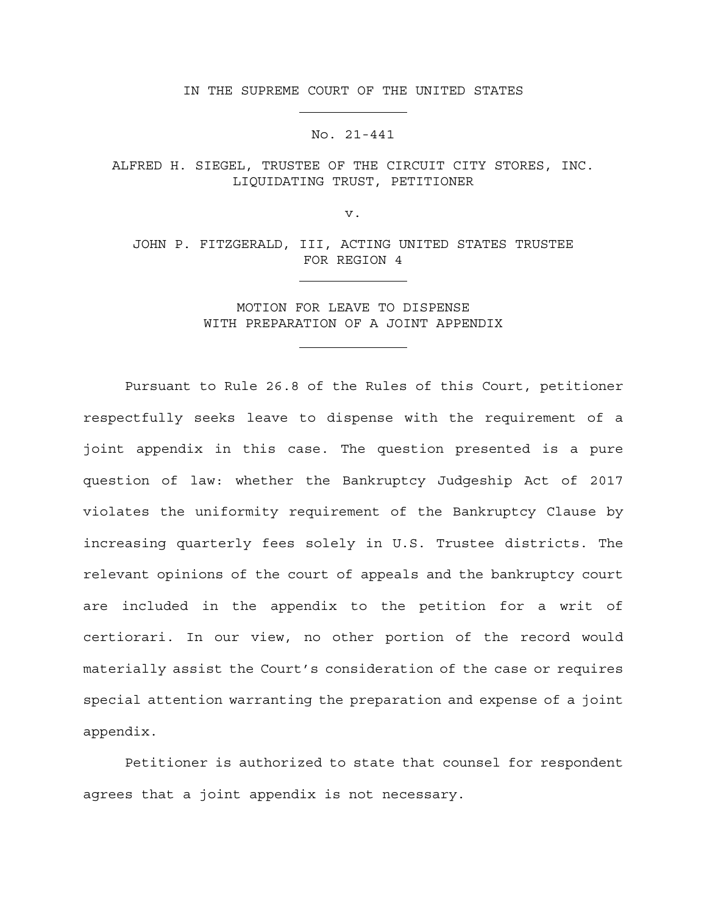IN THE SUPREME COURT OF THE UNITED STATES

---

No. 21-441

ALFRED H. SIEGEL, TRUSTEE OF THE CIRCUIT CITY STORES, INC. LIQUIDATING TRUST, PETITIONER

v.

JOHN P. FITZGERALD, III, ACTING UNITED STATES TRUSTEE FOR REGION 4

---

MOTION FOR LEAVE TO DISPENSE WITH PREPARATION OF A JOINT APPENDIX

---

Pursuant to Rule 26.8 of the Rules of this Court, petitioner respectfully seeks leave to dispense with the requirement of a joint appendix in this case. The question presented is a pure question of law: whether the Bankruptcy Judgeship Act of 2017 violates the uniformity requirement of the Bankruptcy Clause by increasing quarterly fees solely in U.S. Trustee districts. The relevant opinions of the court of appeals and the bankruptcy court are included in the appendix to the petition for a writ of certiorari. In our view, no other portion of the record would materially assist the Court's consideration of the case or requires special attention warranting the preparation and expense of a joint appendix.

Petitioner is authorized to state that counsel for respondent agrees that a joint appendix is not necessary.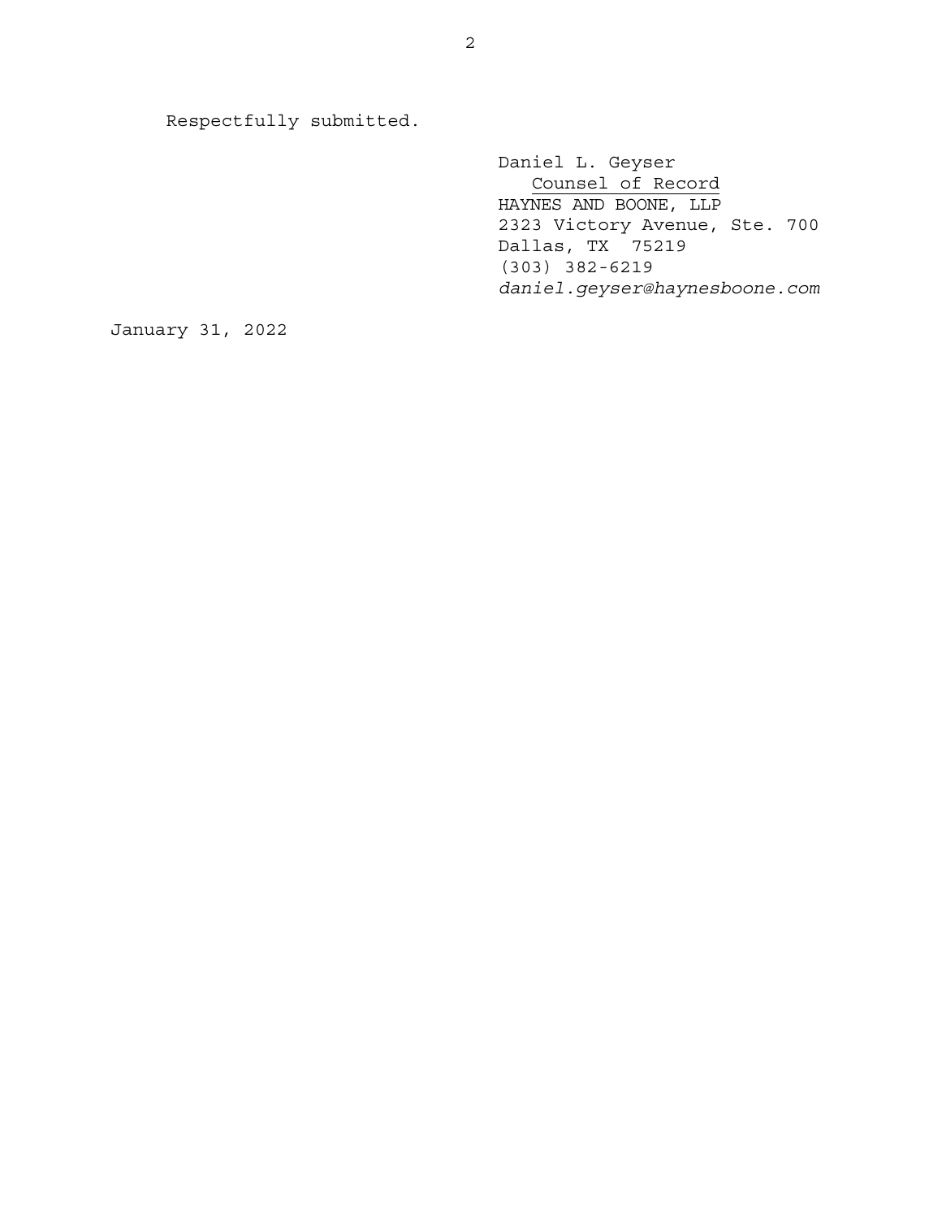Respectfully submitted.

Daniel L. Geyser
Counsel of Record
HAYNES AND BOONE, LLP
2323 Victory Avenue, Ste. 700
Dallas, TX 75219
(303) 382-6219
*daniel.geyser@haynesboone.com*

January 31, 2022